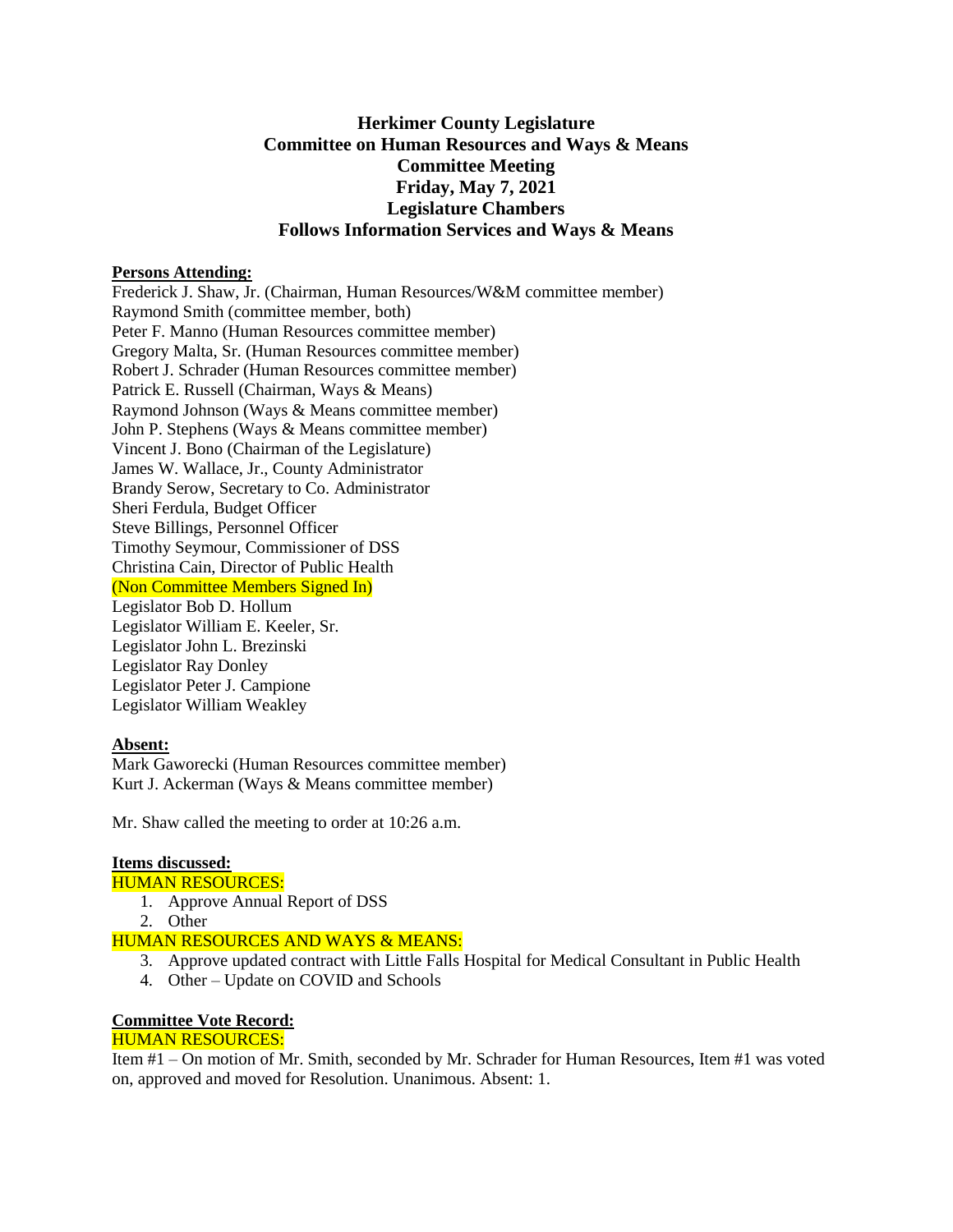# Herkimer County Legislature
## Committee on Human Resources and Ways & Means
## Committee Meeting
## Friday, May 7, 2021
## Legislature Chambers
## Follows Information Services and Ways & Means

**Persons Attending:**

Frederick J. Shaw, Jr. (Chairman, Human Resources/W&M committee member)
Raymond Smith (committee member, both)
Peter F. Manno (Human Resources committee member)
Gregory Malta, Sr. (Human Resources committee member)
Robert J. Schrader (Human Resources committee member)
Patrick E. Russell (Chairman, Ways & Means)
Raymond Johnson (Ways & Means committee member)
John P. Stephens (Ways & Means committee member)
Vincent J. Bono (Chairman of the Legislature)
James W. Wallace, Jr., County Administrator
Brandy Serow, Secretary to Co. Administrator
Sheri Ferdula, Budget Officer
Steve Billings, Personnel Officer
Timothy Seymour, Commissioner of DSS
Christina Cain, Director of Public Health
(Non Committee Members Signed In)
Legislator Bob D. Hollum
Legislator William E. Keeler, Sr.
Legislator John L. Brezinski
Legislator Ray Donley
Legislator Peter J. Campione
Legislator William Weakley

**Absent:**

Mark Gaworecki (Human Resources committee member)
Kurt J. Ackerman (Ways & Means committee member)

Mr. Shaw called the meeting to order at 10:26 a.m.

**Items discussed:**

HUMAN RESOURCES:

1. Approve Annual Report of DSS
2. Other

HUMAN RESOURCES AND WAYS & MEANS:

3. Approve updated contract with Little Falls Hospital for Medical Consultant in Public Health
4. Other – Update on COVID and Schools

**Committee Vote Record:**

HUMAN RESOURCES:

Item #1 – On motion of Mr. Smith, seconded by Mr. Schrader for Human Resources, Item #1 was voted on, approved and moved for Resolution. Unanimous. Absent: 1.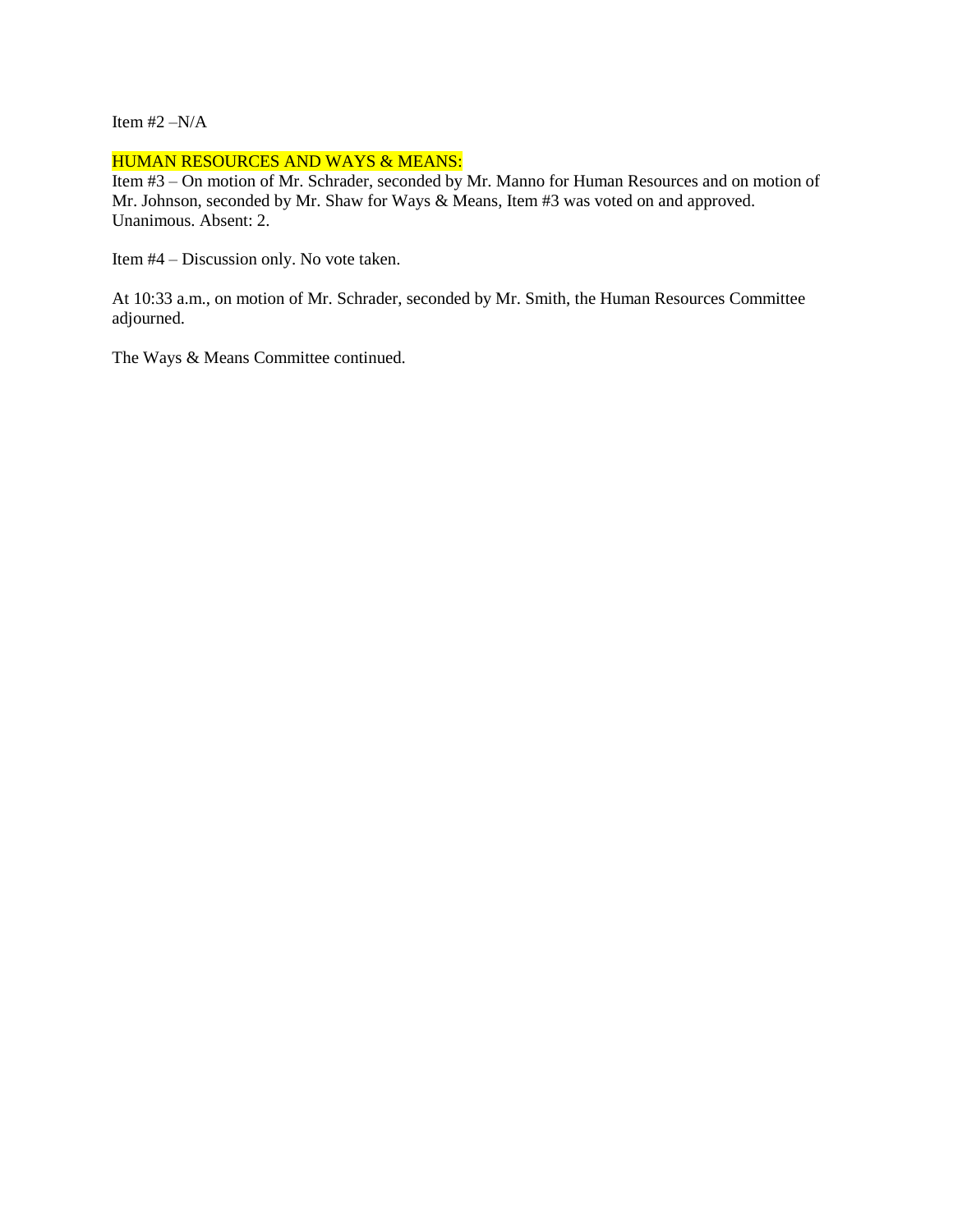Item #2 –N/A

HUMAN RESOURCES AND WAYS & MEANS:

Item #3 – On motion of Mr. Schrader, seconded by Mr. Manno for Human Resources and on motion of Mr. Johnson, seconded by Mr. Shaw for Ways & Means, Item #3 was voted on and approved. Unanimous. Absent: 2.

Item #4 – Discussion only. No vote taken.

At 10:33 a.m., on motion of Mr. Schrader, seconded by Mr. Smith, the Human Resources Committee adjourned.

The Ways & Means Committee continued.